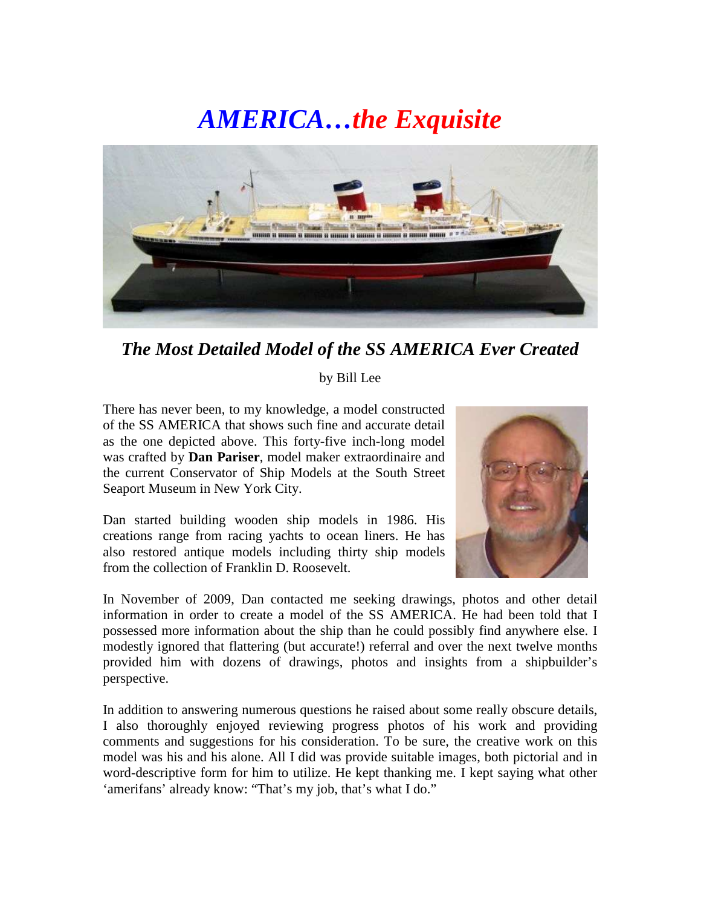# *AMERICA…the Exquisite*

## *The Most Detailed Model of the SS AMERICA Ever Created*

by Bill Lee

There has never been, to my knowledge, a model constructed of the SS AMERICA that shows such fine and accurate detail as the one depicted above. This forty-five inch-long model was crafted by **Dan Pariser**, model maker extraordinaire and the current Conservator of Ship Models at the South Street Seaport Museum in New York City.

Dan started building wooden ship models in 1986. His creations range from racing yachts to ocean liners. He has also restored antique models including thirty ship models from the collection of Franklin D. Roosevelt.

In November of 2009, Dan contacted me seeking drawings, photos and other detail information in order to create a model of the SS AMERICA. He had been told that I possessed more information about the ship than he could possibly find anywhere else. I modestly ignored that flattering (but accurate!) referral and over the next twelve months provided him with dozens of drawings, photos and insights from a shipbuilder's perspective.

In addition to answering numerous questions he raised about some really obscure details, I also thoroughly enjoyed reviewing progress photos of his work and providing comments and suggestions for his consideration. To be sure, the creative work on this model was his and his alone. All I did was provide suitable images, both pictorial and in word-descriptive form for him to utilize. He kept thanking me. I kept saying what other 'amerifans' already know: "That's my job, that's what I do."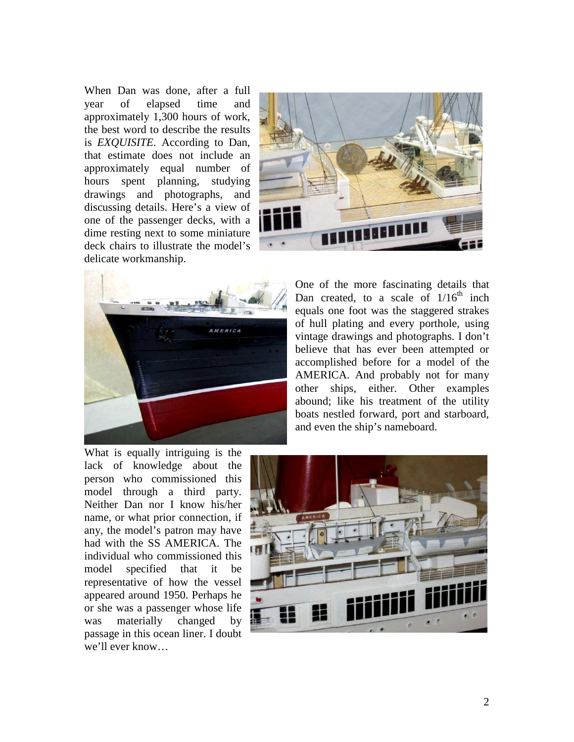When Dan was done, after a full year of elapsed time and approximately 1,300 hours of work, the best word to describe the results is *EXQUISITE*. According to Dan, that estimate does not include an approximately equal number of hours spent planning, studying drawings and photographs, and discussing details. Here's a view of one of the passenger decks, with a dime resting next to some miniature deck chairs to illustrate the model's delicate workmanship.

One of the more fascinating details that Dan created, to a scale of $1/16^{th}$ inch equals one foot was the staggered strakes of hull plating and every porthole, using vintage drawings and photographs. I don't believe that has ever been attempted or accomplished before for a model of the AMERICA. And probably not for many other ships, either. Other examples abound; like his treatment of the utility boats nestled forward, port and starboard, and even the ship's nameboard.

What is equally intriguing is the lack of knowledge about the person who commissioned this model through a third party. Neither Dan nor I know his/her name, or what prior connection, if any, the model's patron may have had with the SS AMERICA. The individual who commissioned this model specified that it be representative of how the vessel appeared around 1950. Perhaps he or she was a passenger whose life was materially changed by passage in this ocean liner. I doubt we'll ever know…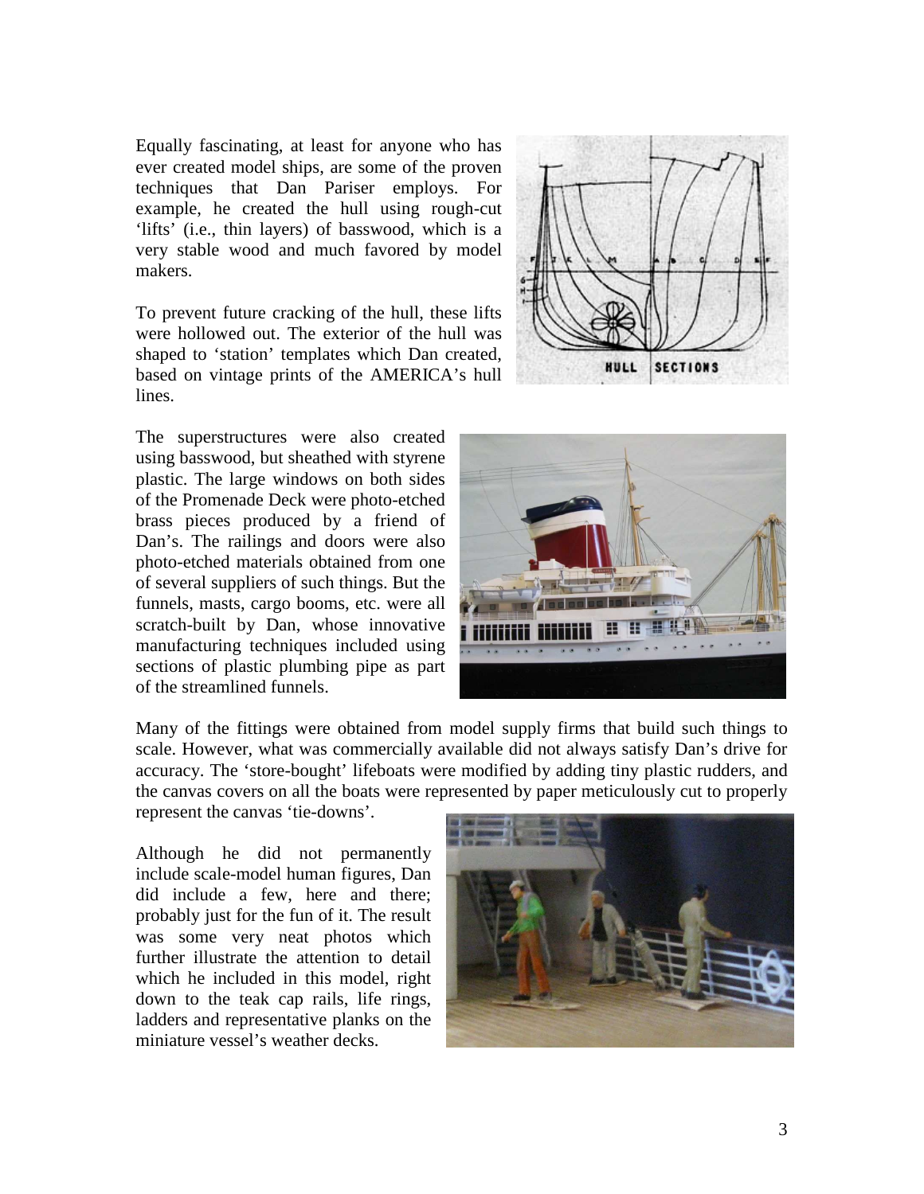Equally fascinating, at least for anyone who has ever created model ships, are some of the proven techniques that Dan Pariser employs. For example, he created the hull using rough-cut 'lifts' (i.e., thin layers) of basswood, which is a very stable wood and much favored by model makers.

To prevent future cracking of the hull, these lifts were hollowed out. The exterior of the hull was shaped to 'station' templates which Dan created, based on vintage prints of the AMERICA's hull lines.

The superstructures were also created using basswood, but sheathed with styrene plastic. The large windows on both sides of the Promenade Deck were photo-etched brass pieces produced by a friend of Dan's. The railings and doors were also photo-etched materials obtained from one of several suppliers of such things. But the funnels, masts, cargo booms, etc. were all scratch-built by Dan, whose innovative manufacturing techniques included using sections of plastic plumbing pipe as part of the streamlined funnels.

Many of the fittings were obtained from model supply firms that build such things to scale. However, what was commercially available did not always satisfy Dan's drive for accuracy. The 'store-bought' lifeboats were modified by adding tiny plastic rudders, and the canvas covers on all the boats were represented by paper meticulously cut to properly represent the canvas 'tie-downs'.

Although he did not permanently include scale-model human figures, Dan did include a few, here and there; probably just for the fun of it. The result was some very neat photos which further illustrate the attention to detail which he included in this model, right down to the teak cap rails, life rings, ladders and representative planks on the miniature vessel's weather decks.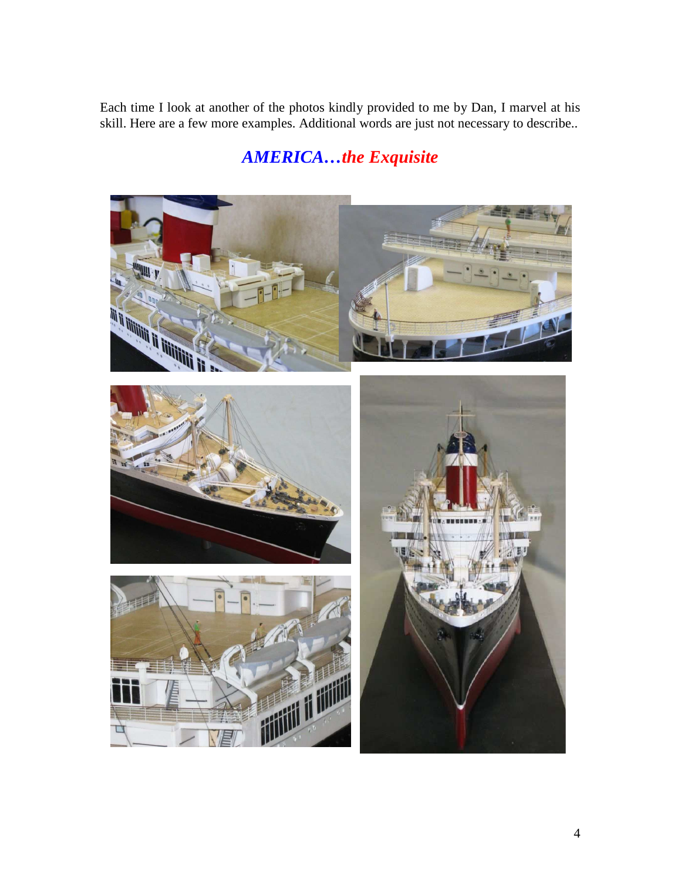Each time I look at another of the photos kindly provided to me by Dan, I marvel at his skill. Here are a few more examples. Additional words are just not necessary to describe..

## *AMERICA…the Exquisite*